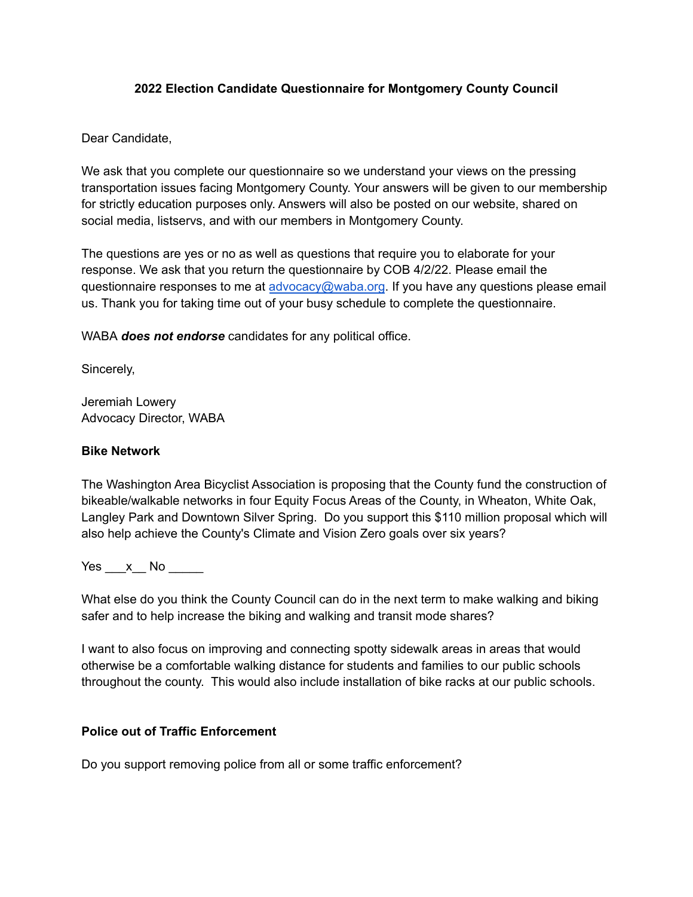**2022 Election Candidate Questionnaire for Montgomery County Council**

Dear Candidate,

We ask that you complete our questionnaire so we understand your views on the pressing transportation issues facing Montgomery County. Your answers will be given to our membership for strictly education purposes only. Answers will also be posted on our website, shared on social media, listservs, and with our members in Montgomery County.

The questions are yes or no as well as questions that require you to elaborate for your response. We ask that you return the questionnaire by COB 4/2/22. Please email the questionnaire responses to me at advocacy@waba.org. If you have any questions please email us. Thank you for taking time out of your busy schedule to complete the questionnaire.

WABA ***does not endorse*** candidates for any political office.

Sincerely,

Jeremiah Lowery
Advocacy Director, WABA

**Bike Network**

The Washington Area Bicyclist Association is proposing that the County fund the construction of bikeable/walkable networks in four Equity Focus Areas of the County, in Wheaton, White Oak, Langley Park and Downtown Silver Spring. Do you support this $110 million proposal which will also help achieve the County's Climate and Vision Zero goals over six years?

Yes \_\_\_x\_\_ No \_\_\_\_\_

What else do you think the County Council can do in the next term to make walking and biking safer and to help increase the biking and walking and transit mode shares?

I want to also focus on improving and connecting spotty sidewalk areas in areas that would otherwise be a comfortable walking distance for students and families to our public schools throughout the county. This would also include installation of bike racks at our public schools.

**Police out of Traffic Enforcement**

Do you support removing police from all or some traffic enforcement?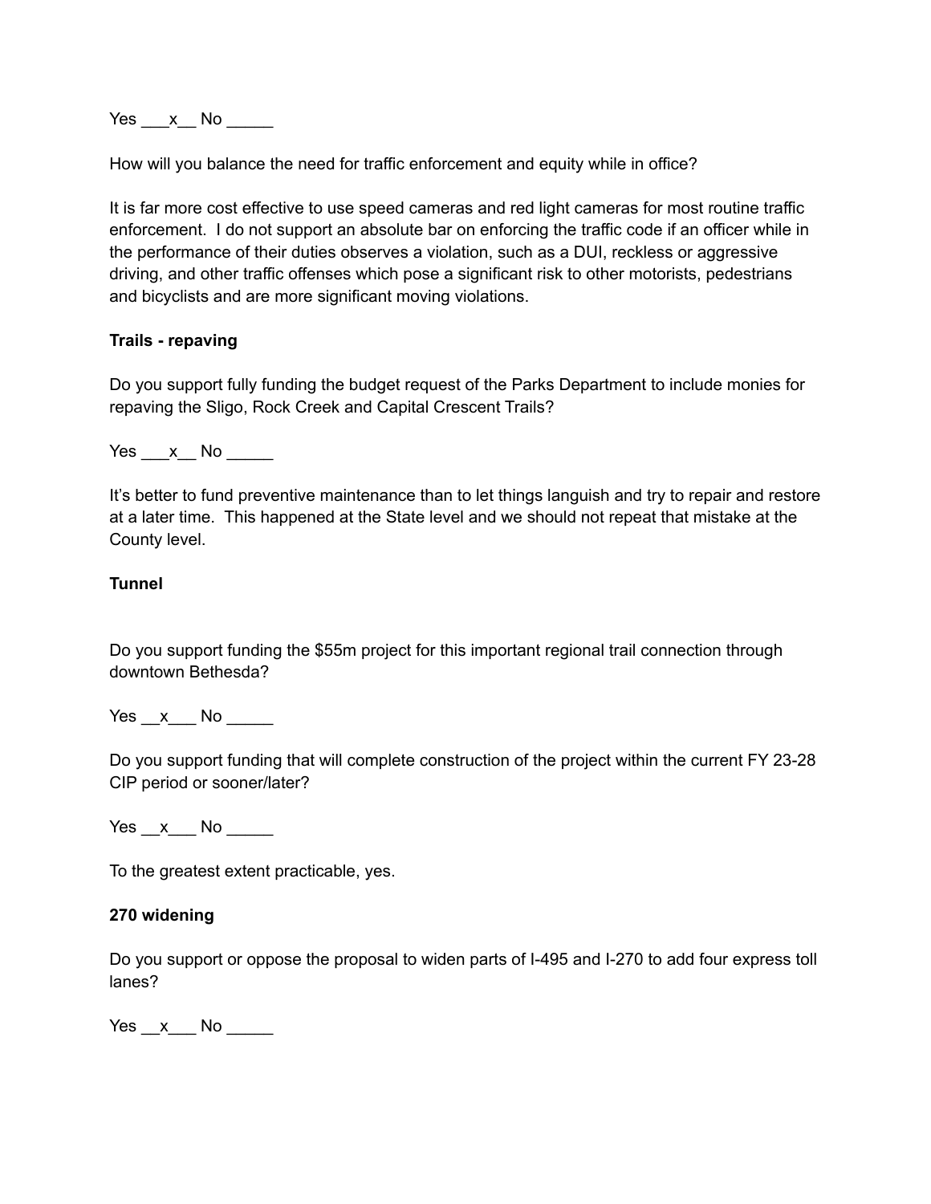Yes \_\_\_x\_\_ No \_\_\_\_\_

How will you balance the need for traffic enforcement and equity while in office?

It is far more cost effective to use speed cameras and red light cameras for most routine traffic enforcement. I do not support an absolute bar on enforcing the traffic code if an officer while in the performance of their duties observes a violation, such as a DUI, reckless or aggressive driving, and other traffic offenses which pose a significant risk to other motorists, pedestrians and bicyclists and are more significant moving violations.

**Trails - repaving**

Do you support fully funding the budget request of the Parks Department to include monies for repaving the Sligo, Rock Creek and Capital Crescent Trails?

Yes \_\_\_x\_\_ No \_\_\_\_\_

It's better to fund preventive maintenance than to let things languish and try to repair and restore at a later time. This happened at the State level and we should not repeat that mistake at the County level.

**Tunnel**

Do you support funding the $55m project for this important regional trail connection through downtown Bethesda?

Yes \_\_x\_\_\_ No \_\_\_\_\_

Do you support funding that will complete construction of the project within the current FY 23-28 CIP period or sooner/later?

Yes \_\_x\_\_\_ No \_\_\_\_\_

To the greatest extent practicable, yes.

**270 widening**

Do you support or oppose the proposal to widen parts of I-495 and I-270 to add four express toll lanes?

Yes \_\_x\_\_\_ No \_\_\_\_\_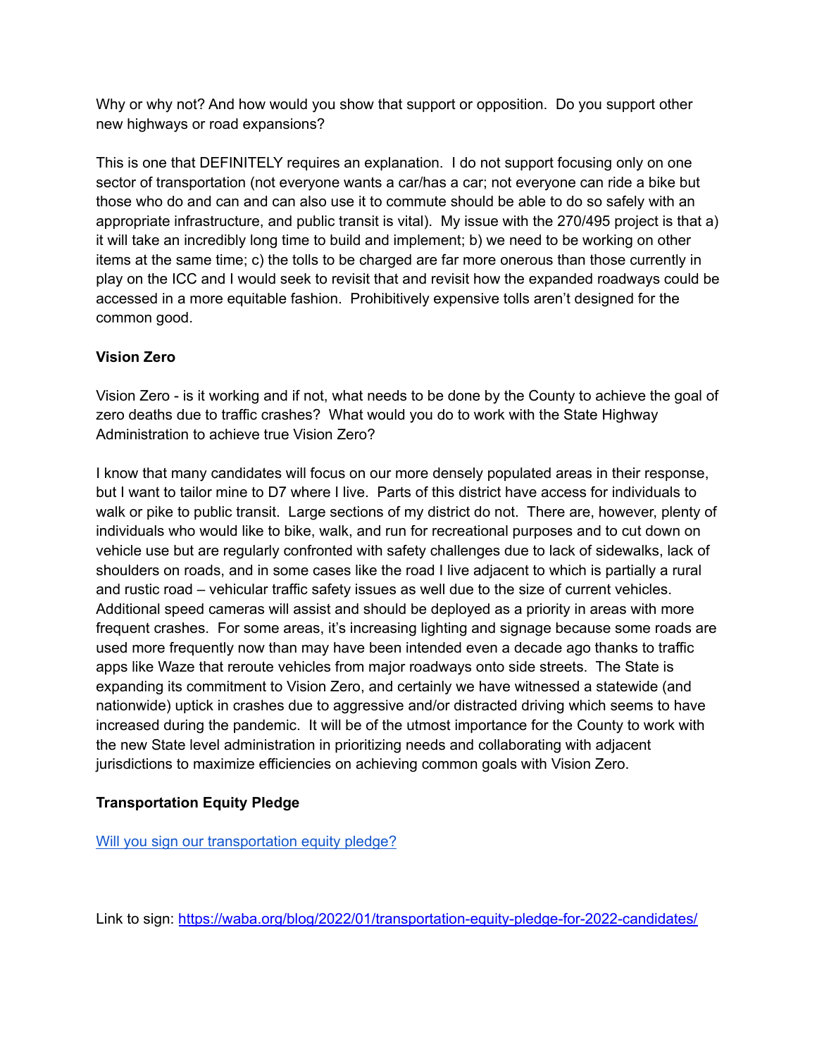Why or why not? And how would you show that support or opposition.  Do you support other new highways or road expansions?

This is one that DEFINITELY requires an explanation.  I do not support focusing only on one sector of transportation (not everyone wants a car/has a car; not everyone can ride a bike but those who do and can and can also use it to commute should be able to do so safely with an appropriate infrastructure, and public transit is vital).  My issue with the 270/495 project is that a) it will take an incredibly long time to build and implement; b) we need to be working on other items at the same time; c) the tolls to be charged are far more onerous than those currently in play on the ICC and I would seek to revisit that and revisit how the expanded roadways could be accessed in a more equitable fashion.  Prohibitively expensive tolls aren't designed for the common good.

**Vision Zero**

Vision Zero - is it working and if not, what needs to be done by the County to achieve the goal of zero deaths due to traffic crashes?  What would you do to work with the State Highway Administration to achieve true Vision Zero?

I know that many candidates will focus on our more densely populated areas in their response, but I want to tailor mine to D7 where I live.  Parts of this district have access for individuals to walk or pike to public transit.  Large sections of my district do not.  There are, however, plenty of individuals who would like to bike, walk, and run for recreational purposes and to cut down on vehicle use but are regularly confronted with safety challenges due to lack of sidewalks, lack of shoulders on roads, and in some cases like the road I live adjacent to which is partially a rural and rustic road – vehicular traffic safety issues as well due to the size of current vehicles.  Additional speed cameras will assist and should be deployed as a priority in areas with more frequent crashes.  For some areas, it's increasing lighting and signage because some roads are used more frequently now than may have been intended even a decade ago thanks to traffic apps like Waze that reroute vehicles from major roadways onto side streets.  The State is expanding its commitment to Vision Zero, and certainly we have witnessed a statewide (and nationwide) uptick in crashes due to aggressive and/or distracted driving which seems to have increased during the pandemic.  It will be of the utmost importance for the County to work with the new State level administration in prioritizing needs and collaborating with adjacent jurisdictions to maximize efficiencies on achieving common goals with Vision Zero.

**Transportation Equity Pledge**

[Will you sign our transportation equity pledge?](https://waba.org/blog/2022/01/transportation-equity-pledge-for-2022-candidates/)

Link to sign: [https://waba.org/blog/2022/01/transportation-equity-pledge-for-2022-candidates/](https://waba.org/blog/2022/01/transportation-equity-pledge-for-2022-candidates/)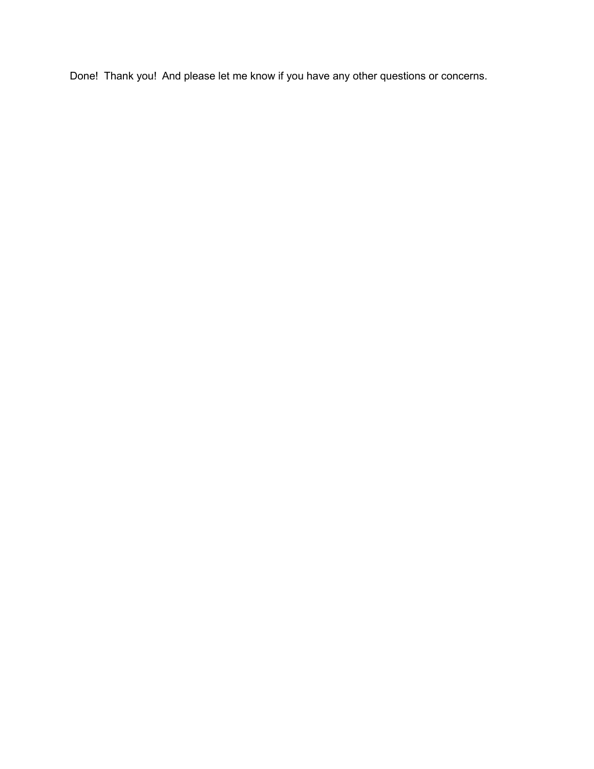Done!  Thank you!  And please let me know if you have any other questions or concerns.